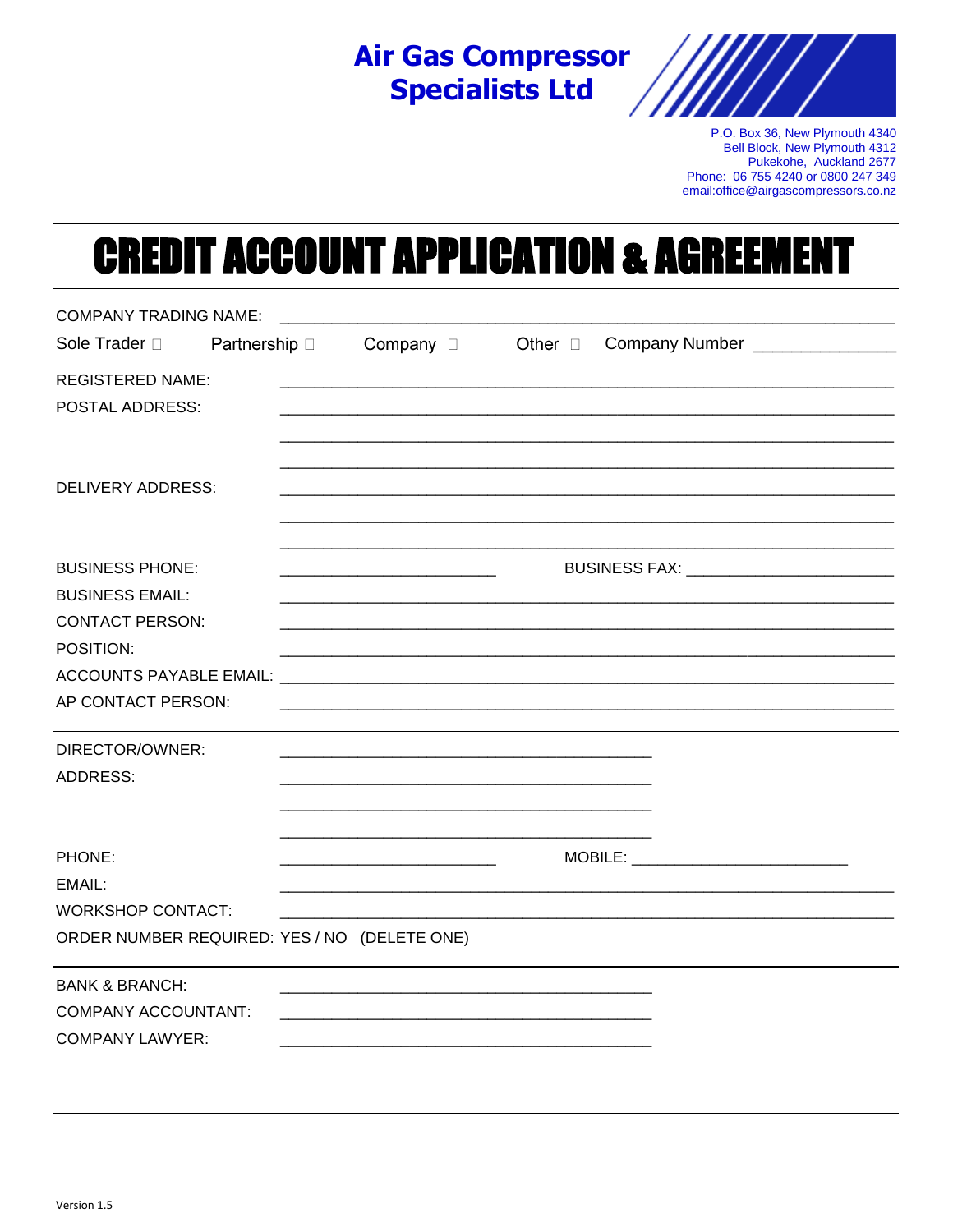**Air Gas Compressor Specialists Ltd**

P.O. Box 36, New Plymouth 4340
Bell Block, New Plymouth 4312
Pukekohe, Auckland 2677
Phone: 06 755 4240 or 0800 247 349
email:office@airgascompressors.co.nz

# CREDIT ACCOUNT APPLICATION & AGREEMENT

COMPANY TRADING NAME: ____________________________________________

Sole Trader ☐ Partnership ☐ Company ☐ Other ☐ Company Number ______________

REGISTERED NAME: ____________________________________________

POSTAL ADDRESS: ____________________________________________

____________________________________________

____________________________________________

DELIVERY ADDRESS: ____________________________________________

____________________________________________

____________________________________________

BUSINESS PHONE: ________________________ BUSINESS FAX: ________________________

BUSINESS EMAIL: ____________________________________________

CONTACT PERSON: ____________________________________________

POSITION: ____________________________________________

ACCOUNTS PAYABLE EMAIL: ____________________________________________

AP CONTACT PERSON: ____________________________________________

---

DIRECTOR/OWNER: ________________________________________

ADDRESS: ________________________________________

________________________________________

________________________________________

PHONE: ________________________ MOBILE: ________________________

EMAIL: ____________________________________________

WORKSHOP CONTACT: ____________________________________________

ORDER NUMBER REQUIRED: YES / NO (DELETE ONE)

---

BANK & BRANCH: ________________________________________

COMPANY ACCOUNTANT: ________________________________________

COMPANY LAWYER: ________________________________________

---

Version 1.5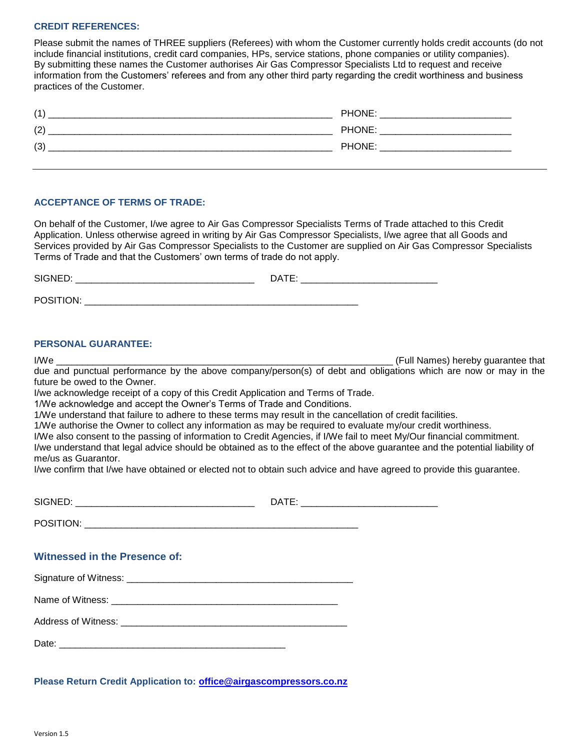## CREDIT REFERENCES:

Please submit the names of THREE suppliers (Referees) with whom the Customer currently holds credit accounts (do not include financial institutions, credit card companies, HPs, service stations, phone companies or utility companies).
By submitting these names the Customer authorises Air Gas Compressor Specialists Ltd to request and receive information from the Customers' referees and from any other third party regarding the credit worthiness and business practices of the Customer.

(1) ______________________________________________________ PHONE: ________________________

(2) ______________________________________________________ PHONE: ________________________

(3) ______________________________________________________ PHONE: ________________________

---

## ACCEPTANCE OF TERMS OF TRADE:

On behalf of the Customer, I/we agree to Air Gas Compressor Specialists Terms of Trade attached to this Credit Application. Unless otherwise agreed in writing by Air Gas Compressor Specialists, I/we agree that all Goods and Services provided by Air Gas Compressor Specialists to the Customer are supplied on Air Gas Compressor Specialists Terms of Trade and that the Customers' own terms of trade do not apply.

SIGNED: _________________________________ DATE: _________________________

POSITION: ____________________________________________________

## PERSONAL GUARANTEE:

I/We _________________________________________________________________ (Full Names) hereby guarantee that due and punctual performance by the above company/person(s) of debt and obligations which are now or may in the future be owed to the Owner.
I/we acknowledge receipt of a copy of this Credit Application and Terms of Trade.
1/We acknowledge and accept the Owner's Terms of Trade and Conditions.
1/We understand that failure to adhere to these terms may result in the cancellation of credit facilities.
1/We authorise the Owner to collect any information as may be required to evaluate my/our credit worthiness.
I/We also consent to the passing of information to Credit Agencies, if I/We fail to meet My/Our financial commitment.
I/we understand that legal advice should be obtained as to the effect of the above guarantee and the potential liability of me/us as Guarantor.
I/we confirm that I/we have obtained or elected not to obtain such advice and have agreed to provide this guarantee.

SIGNED: _________________________________ DATE: _________________________

POSITION: ____________________________________________________

## Witnessed in the Presence of:

Signature of Witness: ___________________________________________

Name of Witness: ___________________________________________

Address of Witness: ___________________________________________

Date: ___________________________________________

**Please Return Credit Application to: office@airgascompressors.co.nz**

Version 1.5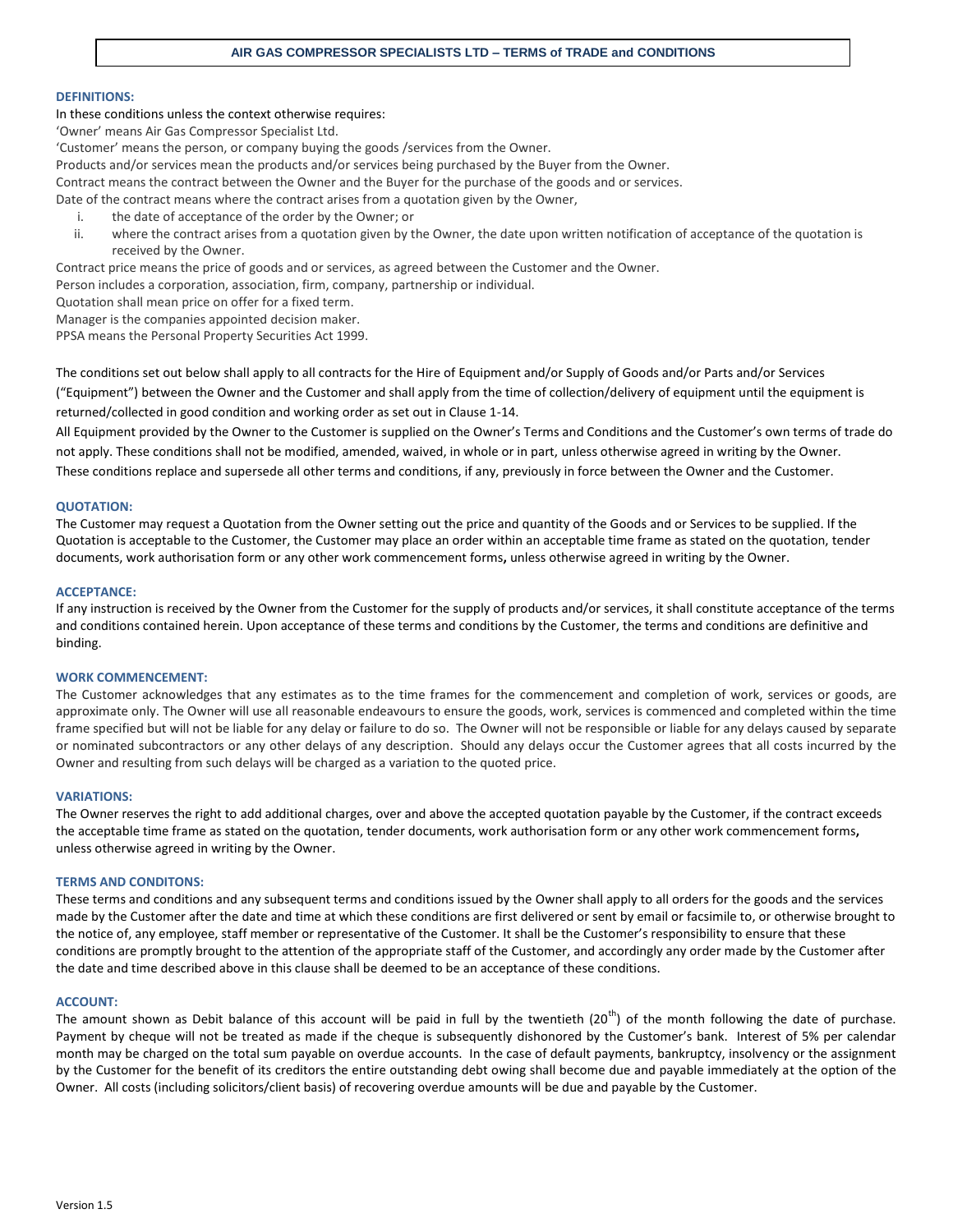# AIR GAS COMPRESSOR SPECIALISTS LTD – TERMS of TRADE and CONDITIONS

## DEFINITIONS:

In these conditions unless the context otherwise requires:

'Owner' means Air Gas Compressor Specialist Ltd.

'Customer' means the person, or company buying the goods /services from the Owner.

Products and/or services mean the products and/or services being purchased by the Buyer from the Owner.

Contract means the contract between the Owner and the Buyer for the purchase of the goods and or services.

Date of the contract means where the contract arises from a quotation given by the Owner,

i. the date of acceptance of the order by the Owner; or
ii. where the contract arises from a quotation given by the Owner, the date upon written notification of acceptance of the quotation is received by the Owner.

Contract price means the price of goods and or services, as agreed between the Customer and the Owner.

Person includes a corporation, association, firm, company, partnership or individual.

Quotation shall mean price on offer for a fixed term.

Manager is the companies appointed decision maker.

PPSA means the Personal Property Securities Act 1999.

The conditions set out below shall apply to all contracts for the Hire of Equipment and/or Supply of Goods and/or Parts and/or Services ("Equipment") between the Owner and the Customer and shall apply from the time of collection/delivery of equipment until the equipment is returned/collected in good condition and working order as set out in Clause 1-14.

All Equipment provided by the Owner to the Customer is supplied on the Owner's Terms and Conditions and the Customer's own terms of trade do not apply. These conditions shall not be modified, amended, waived, in whole or in part, unless otherwise agreed in writing by the Owner.

These conditions replace and supersede all other terms and conditions, if any, previously in force between the Owner and the Customer.

## QUOTATION:

The Customer may request a Quotation from the Owner setting out the price and quantity of the Goods and or Services to be supplied. If the Quotation is acceptable to the Customer, the Customer may place an order within an acceptable time frame as stated on the quotation, tender documents, work authorisation form or any other work commencement forms**,** unless otherwise agreed in writing by the Owner.

## ACCEPTANCE:

If any instruction is received by the Owner from the Customer for the supply of products and/or services, it shall constitute acceptance of the terms and conditions contained herein. Upon acceptance of these terms and conditions by the Customer, the terms and conditions are definitive and binding.

## WORK COMMENCEMENT:

The Customer acknowledges that any estimates as to the time frames for the commencement and completion of work, services or goods, are approximate only. The Owner will use all reasonable endeavours to ensure the goods, work, services is commenced and completed within the time frame specified but will not be liable for any delay or failure to do so. The Owner will not be responsible or liable for any delays caused by separate or nominated subcontractors or any other delays of any description. Should any delays occur the Customer agrees that all costs incurred by the Owner and resulting from such delays will be charged as a variation to the quoted price.

## VARIATIONS:

The Owner reserves the right to add additional charges, over and above the accepted quotation payable by the Customer, if the contract exceeds the acceptable time frame as stated on the quotation, tender documents, work authorisation form or any other work commencement forms**,** unless otherwise agreed in writing by the Owner.

## TERMS AND CONDITONS:

These terms and conditions and any subsequent terms and conditions issued by the Owner shall apply to all orders for the goods and the services made by the Customer after the date and time at which these conditions are first delivered or sent by email or facsimile to, or otherwise brought to the notice of, any employee, staff member or representative of the Customer. It shall be the Customer's responsibility to ensure that these conditions are promptly brought to the attention of the appropriate staff of the Customer, and accordingly any order made by the Customer after the date and time described above in this clause shall be deemed to be an acceptance of these conditions.

## ACCOUNT:

The amount shown as Debit balance of this account will be paid in full by the twentieth (20th) of the month following the date of purchase. Payment by cheque will not be treated as made if the cheque is subsequently dishonored by the Customer's bank. Interest of 5% per calendar month may be charged on the total sum payable on overdue accounts. In the case of default payments, bankruptcy, insolvency or the assignment by the Customer for the benefit of its creditors the entire outstanding debt owing shall become due and payable immediately at the option of the Owner. All costs (including solicitors/client basis) of recovering overdue amounts will be due and payable by the Customer.

Version 1.5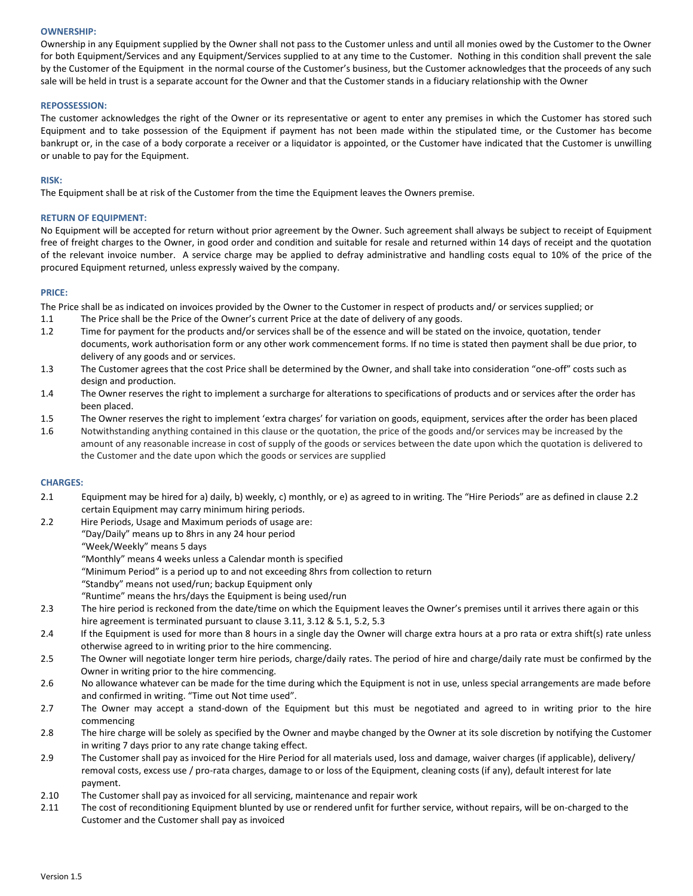### OWNERSHIP:

Ownership in any Equipment supplied by the Owner shall not pass to the Customer unless and until all monies owed by the Customer to the Owner for both Equipment/Services and any Equipment/Services supplied to at any time to the Customer. Nothing in this condition shall prevent the sale by the Customer of the Equipment in the normal course of the Customer's business, but the Customer acknowledges that the proceeds of any such sale will be held in trust is a separate account for the Owner and that the Customer stands in a fiduciary relationship with the Owner

### REPOSSESSION:

The customer acknowledges the right of the Owner or its representative or agent to enter any premises in which the Customer has stored such Equipment and to take possession of the Equipment if payment has not been made within the stipulated time, or the Customer has become bankrupt or, in the case of a body corporate a receiver or a liquidator is appointed, or the Customer have indicated that the Customer is unwilling or unable to pay for the Equipment.

### RISK:

The Equipment shall be at risk of the Customer from the time the Equipment leaves the Owners premise.

### RETURN OF EQUIPMENT:

No Equipment will be accepted for return without prior agreement by the Owner. Such agreement shall always be subject to receipt of Equipment free of freight charges to the Owner, in good order and condition and suitable for resale and returned within 14 days of receipt and the quotation of the relevant invoice number. A service charge may be applied to defray administrative and handling costs equal to 10% of the price of the procured Equipment returned, unless expressly waived by the company.

### PRICE:

The Price shall be as indicated on invoices provided by the Owner to the Customer in respect of products and/ or services supplied; or

1.1 The Price shall be the Price of the Owner's current Price at the date of delivery of any goods.

1.2 Time for payment for the products and/or services shall be of the essence and will be stated on the invoice, quotation, tender documents, work authorisation form or any other work commencement forms. If no time is stated then payment shall be due prior, to delivery of any goods and or services.

1.3 The Customer agrees that the cost Price shall be determined by the Owner, and shall take into consideration "one-off" costs such as design and production.

1.4 The Owner reserves the right to implement a surcharge for alterations to specifications of products and or services after the order has been placed.

1.5 The Owner reserves the right to implement 'extra charges' for variation on goods, equipment, services after the order has been placed

1.6 Notwithstanding anything contained in this clause or the quotation, the price of the goods and/or services may be increased by the amount of any reasonable increase in cost of supply of the goods or services between the date upon which the quotation is delivered to the Customer and the date upon which the goods or services are supplied

### CHARGES:

2.1 Equipment may be hired for a) daily, b) weekly, c) monthly, or e) as agreed to in writing. The "Hire Periods" are as defined in clause 2.2 certain Equipment may carry minimum hiring periods.

2.2 Hire Periods, Usage and Maximum periods of usage are:
"Day/Daily" means up to 8hrs in any 24 hour period
"Week/Weekly" means 5 days
"Monthly" means 4 weeks unless a Calendar month is specified
"Minimum Period" is a period up to and not exceeding 8hrs from collection to return
"Standby" means not used/run; backup Equipment only
"Runtime" means the hrs/days the Equipment is being used/run

2.3 The hire period is reckoned from the date/time on which the Equipment leaves the Owner's premises until it arrives there again or this hire agreement is terminated pursuant to clause 3.11, 3.12 & 5.1, 5.2, 5.3

2.4 If the Equipment is used for more than 8 hours in a single day the Owner will charge extra hours at a pro rata or extra shift(s) rate unless otherwise agreed to in writing prior to the hire commencing.

2.5 The Owner will negotiate longer term hire periods, charge/daily rates. The period of hire and charge/daily rate must be confirmed by the Owner in writing prior to the hire commencing.

2.6 No allowance whatever can be made for the time during which the Equipment is not in use, unless special arrangements are made before and confirmed in writing. "Time out Not time used".

2.7 The Owner may accept a stand-down of the Equipment but this must be negotiated and agreed to in writing prior to the hire commencing

2.8 The hire charge will be solely as specified by the Owner and maybe changed by the Owner at its sole discretion by notifying the Customer in writing 7 days prior to any rate change taking effect.

2.9 The Customer shall pay as invoiced for the Hire Period for all materials used, loss and damage, waiver charges (if applicable), delivery/ removal costs, excess use / pro-rata charges, damage to or loss of the Equipment, cleaning costs (if any), default interest for late payment.

2.10 The Customer shall pay as invoiced for all servicing, maintenance and repair work

2.11 The cost of reconditioning Equipment blunted by use or rendered unfit for further service, without repairs, will be on-charged to the Customer and the Customer shall pay as invoiced

Version 1.5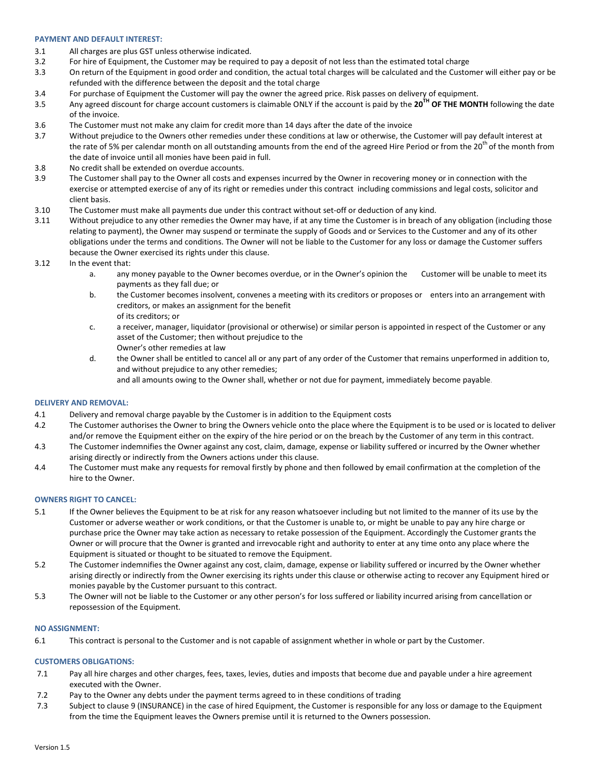**PAYMENT AND DEFAULT INTEREST:**

3.1 All charges are plus GST unless otherwise indicated.

3.2 For hire of Equipment, the Customer may be required to pay a deposit of not less than the estimated total charge

3.3 On return of the Equipment in good order and condition, the actual total charges will be calculated and the Customer will either pay or be refunded with the difference between the deposit and the total charge

3.4 For purchase of Equipment the Customer will pay the owner the agreed price. Risk passes on delivery of equipment.

3.5 Any agreed discount for charge account customers is claimable ONLY if the account is paid by the **20TH OF THE MONTH** following the date of the invoice.

3.6 The Customer must not make any claim for credit more than 14 days after the date of the invoice

3.7 Without prejudice to the Owners other remedies under these conditions at law or otherwise, the Customer will pay default interest at the rate of 5% per calendar month on all outstanding amounts from the end of the agreed Hire Period or from the 20th of the month from the date of invoice until all monies have been paid in full.

3.8 No credit shall be extended on overdue accounts.

3.9 The Customer shall pay to the Owner all costs and expenses incurred by the Owner in recovering money or in connection with the exercise or attempted exercise of any of its right or remedies under this contract including commissions and legal costs, solicitor and client basis.

3.10 The Customer must make all payments due under this contract without set-off or deduction of any kind.

3.11 Without prejudice to any other remedies the Owner may have, if at any time the Customer is in breach of any obligation (including those relating to payment), the Owner may suspend or terminate the supply of Goods and or Services to the Customer and any of its other obligations under the terms and conditions. The Owner will not be liable to the Customer for any loss or damage the Customer suffers because the Owner exercised its rights under this clause.

3.12 In the event that:

a. any money payable to the Owner becomes overdue, or in the Owner's opinion the Customer will be unable to meet its payments as they fall due; or

b. the Customer becomes insolvent, convenes a meeting with its creditors or proposes or enters into an arrangement with creditors, or makes an assignment for the benefit of its creditors; or

c. a receiver, manager, liquidator (provisional or otherwise) or similar person is appointed in respect of the Customer or any asset of the Customer; then without prejudice to the Owner's other remedies at law

d. the Owner shall be entitled to cancel all or any part of any order of the Customer that remains unperformed in addition to, and without prejudice to any other remedies;
and all amounts owing to the Owner shall, whether or not due for payment, immediately become payable.

**DELIVERY AND REMOVAL:**

4.1 Delivery and removal charge payable by the Customer is in addition to the Equipment costs

4.2 The Customer authorises the Owner to bring the Owners vehicle onto the place where the Equipment is to be used or is located to deliver and/or remove the Equipment either on the expiry of the hire period or on the breach by the Customer of any term in this contract.

4.3 The Customer indemnifies the Owner against any cost, claim, damage, expense or liability suffered or incurred by the Owner whether arising directly or indirectly from the Owners actions under this clause.

4.4 The Customer must make any requests for removal firstly by phone and then followed by email confirmation at the completion of the hire to the Owner.

**OWNERS RIGHT TO CANCEL:**

5.1 If the Owner believes the Equipment to be at risk for any reason whatsoever including but not limited to the manner of its use by the Customer or adverse weather or work conditions, or that the Customer is unable to, or might be unable to pay any hire charge or purchase price the Owner may take action as necessary to retake possession of the Equipment. Accordingly the Customer grants the Owner or will procure that the Owner is granted and irrevocable right and authority to enter at any time onto any place where the Equipment is situated or thought to be situated to remove the Equipment.

5.2 The Customer indemnifies the Owner against any cost, claim, damage, expense or liability suffered or incurred by the Owner whether arising directly or indirectly from the Owner exercising its rights under this clause or otherwise acting to recover any Equipment hired or monies payable by the Customer pursuant to this contract.

5.3 The Owner will not be liable to the Customer or any other person's for loss suffered or liability incurred arising from cancellation or repossession of the Equipment.

**NO ASSIGNMENT:**

6.1 This contract is personal to the Customer and is not capable of assignment whether in whole or part by the Customer.

**CUSTOMERS OBLIGATIONS:**

7.1 Pay all hire charges and other charges, fees, taxes, levies, duties and imposts that become due and payable under a hire agreement executed with the Owner.

7.2 Pay to the Owner any debts under the payment terms agreed to in these conditions of trading

7.3 Subject to clause 9 (INSURANCE) in the case of hired Equipment, the Customer is responsible for any loss or damage to the Equipment from the time the Equipment leaves the Owners premise until it is returned to the Owners possession.

Version 1.5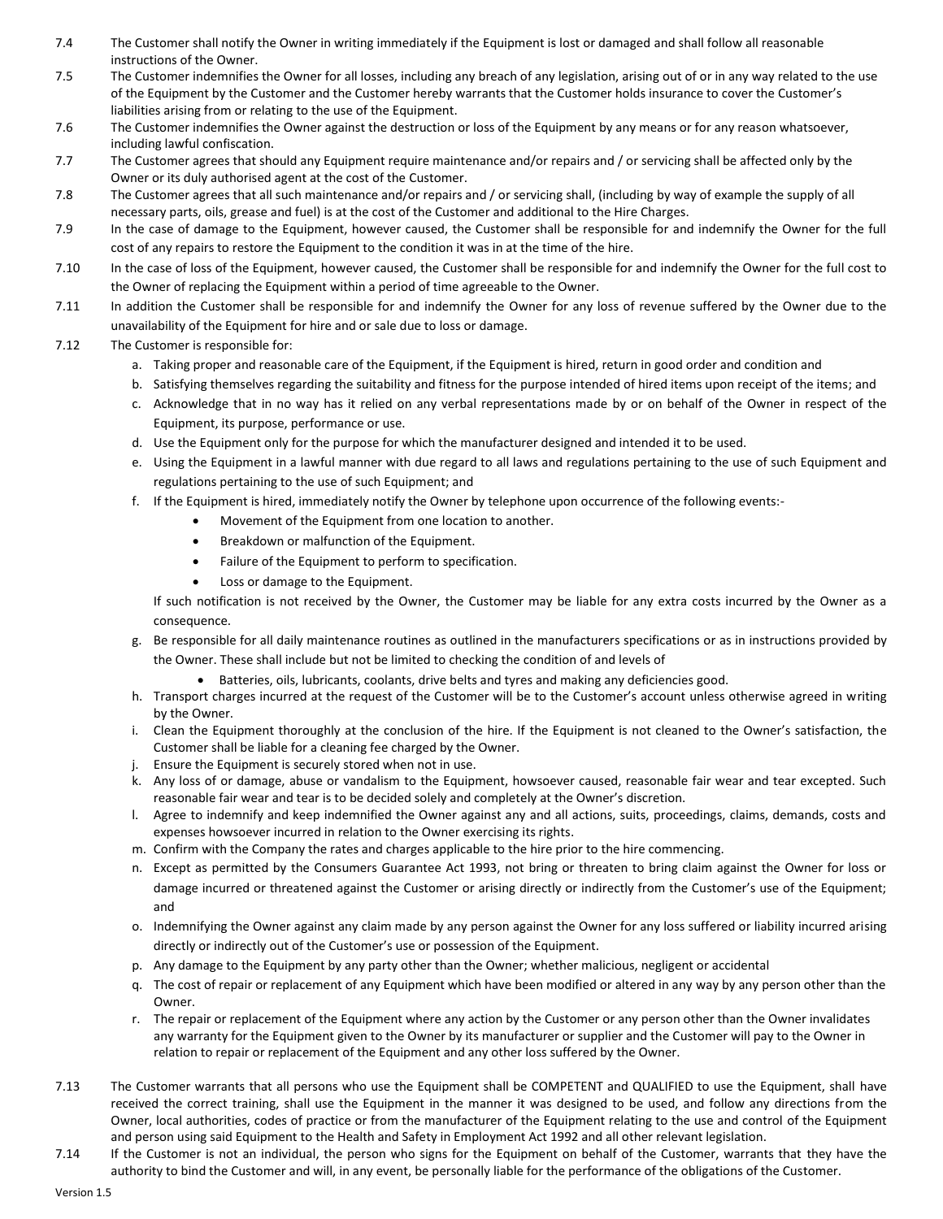7.4 The Customer shall notify the Owner in writing immediately if the Equipment is lost or damaged and shall follow all reasonable instructions of the Owner.

7.5 The Customer indemnifies the Owner for all losses, including any breach of any legislation, arising out of or in any way related to the use of the Equipment by the Customer and the Customer hereby warrants that the Customer holds insurance to cover the Customer's liabilities arising from or relating to the use of the Equipment.

7.6 The Customer indemnifies the Owner against the destruction or loss of the Equipment by any means or for any reason whatsoever, including lawful confiscation.

7.7 The Customer agrees that should any Equipment require maintenance and/or repairs and / or servicing shall be affected only by the Owner or its duly authorised agent at the cost of the Customer.

7.8 The Customer agrees that all such maintenance and/or repairs and / or servicing shall, (including by way of example the supply of all necessary parts, oils, grease and fuel) is at the cost of the Customer and additional to the Hire Charges.

7.9 In the case of damage to the Equipment, however caused, the Customer shall be responsible for and indemnify the Owner for the full cost of any repairs to restore the Equipment to the condition it was in at the time of the hire.

7.10 In the case of loss of the Equipment, however caused, the Customer shall be responsible for and indemnify the Owner for the full cost to the Owner of replacing the Equipment within a period of time agreeable to the Owner.

7.11 In addition the Customer shall be responsible for and indemnify the Owner for any loss of revenue suffered by the Owner due to the unavailability of the Equipment for hire and or sale due to loss or damage.

7.12 The Customer is responsible for:

a. Taking proper and reasonable care of the Equipment, if the Equipment is hired, return in good order and condition and
b. Satisfying themselves regarding the suitability and fitness for the purpose intended of hired items upon receipt of the items; and
c. Acknowledge that in no way has it relied on any verbal representations made by or on behalf of the Owner in respect of the Equipment, its purpose, performance or use.
d. Use the Equipment only for the purpose for which the manufacturer designed and intended it to be used.
e. Using the Equipment in a lawful manner with due regard to all laws and regulations pertaining to the use of such Equipment and regulations pertaining to the use of such Equipment; and
f. If the Equipment is hired, immediately notify the Owner by telephone upon occurrence of the following events:-
   - Movement of the Equipment from one location to another.
   - Breakdown or malfunction of the Equipment.
   - Failure of the Equipment to perform to specification.
   - Loss or damage to the Equipment.

   If such notification is not received by the Owner, the Customer may be liable for any extra costs incurred by the Owner as a consequence.
g. Be responsible for all daily maintenance routines as outlined in the manufacturers specifications or as in instructions provided by the Owner. These shall include but not be limited to checking the condition of and levels of
   - Batteries, oils, lubricants, coolants, drive belts and tyres and making any deficiencies good.
h. Transport charges incurred at the request of the Customer will be to the Customer's account unless otherwise agreed in writing by the Owner.
i. Clean the Equipment thoroughly at the conclusion of the hire. If the Equipment is not cleaned to the Owner's satisfaction, the Customer shall be liable for a cleaning fee charged by the Owner.
j. Ensure the Equipment is securely stored when not in use.
k. Any loss of or damage, abuse or vandalism to the Equipment, howsoever caused, reasonable fair wear and tear excepted. Such reasonable fair wear and tear is to be decided solely and completely at the Owner's discretion.
l. Agree to indemnify and keep indemnified the Owner against any and all actions, suits, proceedings, claims, demands, costs and expenses howsoever incurred in relation to the Owner exercising its rights.
m. Confirm with the Company the rates and charges applicable to the hire prior to the hire commencing.
n. Except as permitted by the Consumers Guarantee Act 1993, not bring or threaten to bring claim against the Owner for loss or damage incurred or threatened against the Customer or arising directly or indirectly from the Customer's use of the Equipment; and
o. Indemnifying the Owner against any claim made by any person against the Owner for any loss suffered or liability incurred arising directly or indirectly out of the Customer's use or possession of the Equipment.
p. Any damage to the Equipment by any party other than the Owner; whether malicious, negligent or accidental
q. The cost of repair or replacement of any Equipment which have been modified or altered in any way by any person other than the Owner.
r. The repair or replacement of the Equipment where any action by the Customer or any person other than the Owner invalidates any warranty for the Equipment given to the Owner by its manufacturer or supplier and the Customer will pay to the Owner in relation to repair or replacement of the Equipment and any other loss suffered by the Owner.

7.13 The Customer warrants that all persons who use the Equipment shall be COMPETENT and QUALIFIED to use the Equipment, shall have received the correct training, shall use the Equipment in the manner it was designed to be used, and follow any directions from the Owner, local authorities, codes of practice or from the manufacturer of the Equipment relating to the use and control of the Equipment and person using said Equipment to the Health and Safety in Employment Act 1992 and all other relevant legislation.

7.14 If the Customer is not an individual, the person who signs for the Equipment on behalf of the Customer, warrants that they have the authority to bind the Customer and will, in any event, be personally liable for the performance of the obligations of the Customer.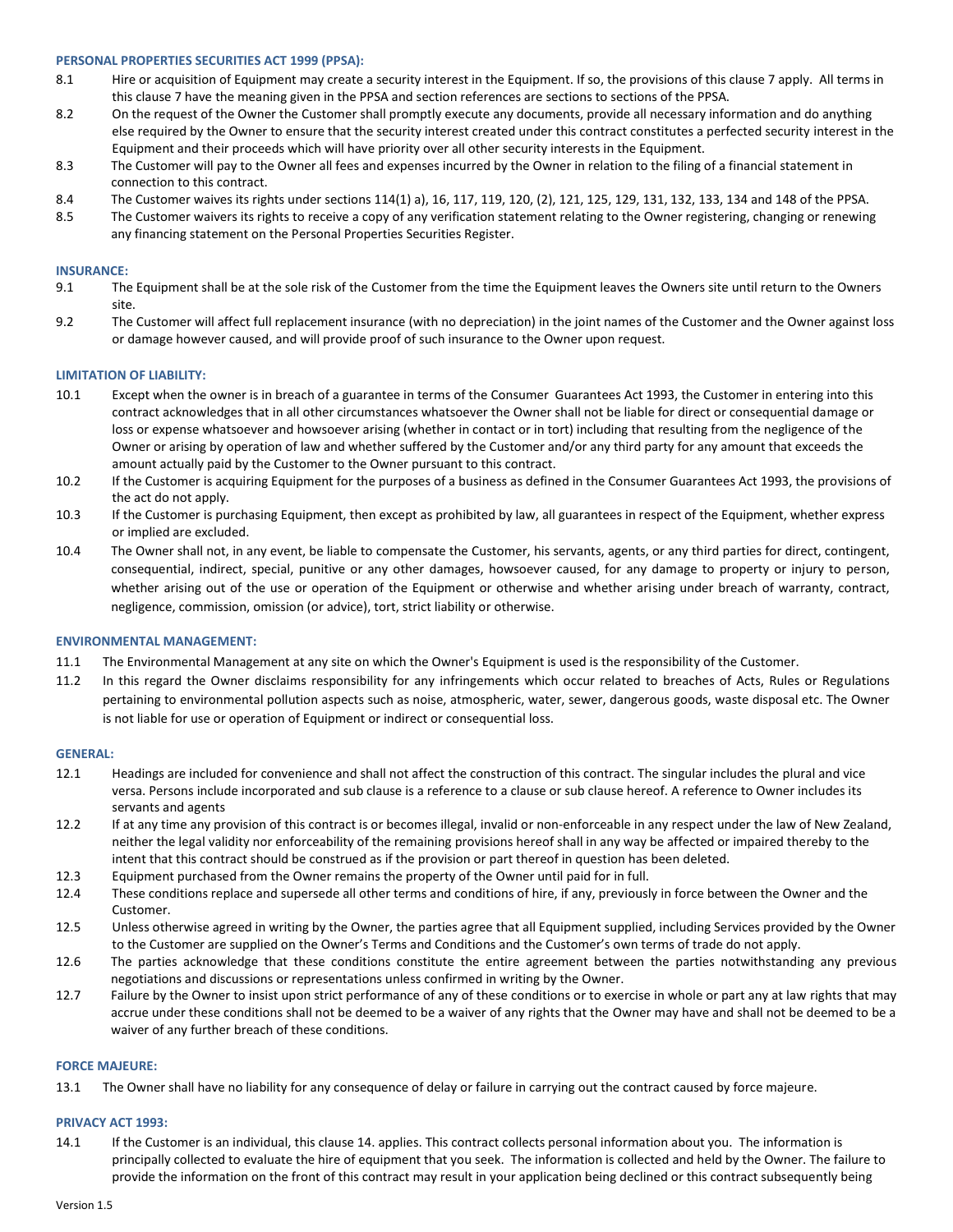**PERSONAL PROPERTIES SECURITIES ACT 1999 (PPSA):**

8.1 Hire or acquisition of Equipment may create a security interest in the Equipment. If so, the provisions of this clause 7 apply. All terms in this clause 7 have the meaning given in the PPSA and section references are sections to sections of the PPSA.

8.2 On the request of the Owner the Customer shall promptly execute any documents, provide all necessary information and do anything else required by the Owner to ensure that the security interest created under this contract constitutes a perfected security interest in the Equipment and their proceeds which will have priority over all other security interests in the Equipment.

8.3 The Customer will pay to the Owner all fees and expenses incurred by the Owner in relation to the filing of a financial statement in connection to this contract.

8.4 The Customer waives its rights under sections 114(1) a), 16, 117, 119, 120, (2), 121, 125, 129, 131, 132, 133, 134 and 148 of the PPSA.

8.5 The Customer waivers its rights to receive a copy of any verification statement relating to the Owner registering, changing or renewing any financing statement on the Personal Properties Securities Register.

**INSURANCE:**

9.1 The Equipment shall be at the sole risk of the Customer from the time the Equipment leaves the Owners site until return to the Owners site.

9.2 The Customer will affect full replacement insurance (with no depreciation) in the joint names of the Customer and the Owner against loss or damage however caused, and will provide proof of such insurance to the Owner upon request.

**LIMITATION OF LIABILITY:**

10.1 Except when the owner is in breach of a guarantee in terms of the Consumer Guarantees Act 1993, the Customer in entering into this contract acknowledges that in all other circumstances whatsoever the Owner shall not be liable for direct or consequential damage or loss or expense whatsoever and howsoever arising (whether in contact or in tort) including that resulting from the negligence of the Owner or arising by operation of law and whether suffered by the Customer and/or any third party for any amount that exceeds the amount actually paid by the Customer to the Owner pursuant to this contract.

10.2 If the Customer is acquiring Equipment for the purposes of a business as defined in the Consumer Guarantees Act 1993, the provisions of the act do not apply.

10.3 If the Customer is purchasing Equipment, then except as prohibited by law, all guarantees in respect of the Equipment, whether express or implied are excluded.

10.4 The Owner shall not, in any event, be liable to compensate the Customer, his servants, agents, or any third parties for direct, contingent, consequential, indirect, special, punitive or any other damages, howsoever caused, for any damage to property or injury to person, whether arising out of the use or operation of the Equipment or otherwise and whether arising under breach of warranty, contract, negligence, commission, omission (or advice), tort, strict liability or otherwise.

**ENVIRONMENTAL MANAGEMENT:**

11.1 The Environmental Management at any site on which the Owner's Equipment is used is the responsibility of the Customer.

11.2 In this regard the Owner disclaims responsibility for any infringements which occur related to breaches of Acts, Rules or Regulations pertaining to environmental pollution aspects such as noise, atmospheric, water, sewer, dangerous goods, waste disposal etc. The Owner is not liable for use or operation of Equipment or indirect or consequential loss.

**GENERAL:**

12.1 Headings are included for convenience and shall not affect the construction of this contract. The singular includes the plural and vice versa. Persons include incorporated and sub clause is a reference to a clause or sub clause hereof. A reference to Owner includes its servants and agents

12.2 If at any time any provision of this contract is or becomes illegal, invalid or non-enforceable in any respect under the law of New Zealand, neither the legal validity nor enforceability of the remaining provisions hereof shall in any way be affected or impaired thereby to the intent that this contract should be construed as if the provision or part thereof in question has been deleted.

12.3 Equipment purchased from the Owner remains the property of the Owner until paid for in full.

12.4 These conditions replace and supersede all other terms and conditions of hire, if any, previously in force between the Owner and the Customer.

12.5 Unless otherwise agreed in writing by the Owner, the parties agree that all Equipment supplied, including Services provided by the Owner to the Customer are supplied on the Owner's Terms and Conditions and the Customer's own terms of trade do not apply.

12.6 The parties acknowledge that these conditions constitute the entire agreement between the parties notwithstanding any previous negotiations and discussions or representations unless confirmed in writing by the Owner.

12.7 Failure by the Owner to insist upon strict performance of any of these conditions or to exercise in whole or part any at law rights that may accrue under these conditions shall not be deemed to be a waiver of any rights that the Owner may have and shall not be deemed to be a waiver of any further breach of these conditions.

**FORCE MAJEURE:**

13.1 The Owner shall have no liability for any consequence of delay or failure in carrying out the contract caused by force majeure.

**PRIVACY ACT 1993:**

14.1 If the Customer is an individual, this clause 14. applies. This contract collects personal information about you. The information is principally collected to evaluate the hire of equipment that you seek. The information is collected and held by the Owner. The failure to provide the information on the front of this contract may result in your application being declined or this contract subsequently being

Version 1.5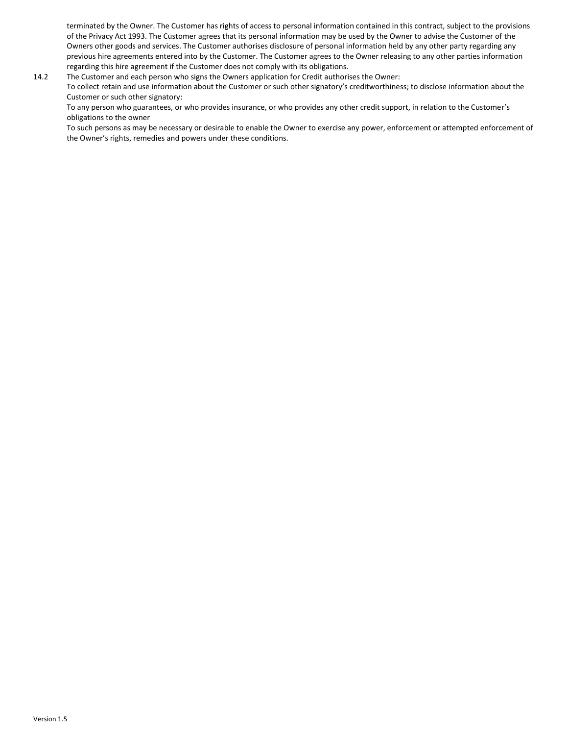terminated by the Owner. The Customer has rights of access to personal information contained in this contract, subject to the provisions of the Privacy Act 1993. The Customer agrees that its personal information may be used by the Owner to advise the Customer of the Owners other goods and services. The Customer authorises disclosure of personal information held by any other party regarding any previous hire agreements entered into by the Customer. The Customer agrees to the Owner releasing to any other parties information regarding this hire agreement if the Customer does not comply with its obligations.

14.2 The Customer and each person who signs the Owners application for Credit authorises the Owner:

To collect retain and use information about the Customer or such other signatory's creditworthiness; to disclose information about the Customer or such other signatory:

To any person who guarantees, or who provides insurance, or who provides any other credit support, in relation to the Customer's obligations to the owner

To such persons as may be necessary or desirable to enable the Owner to exercise any power, enforcement or attempted enforcement of the Owner's rights, remedies and powers under these conditions.

Version 1.5